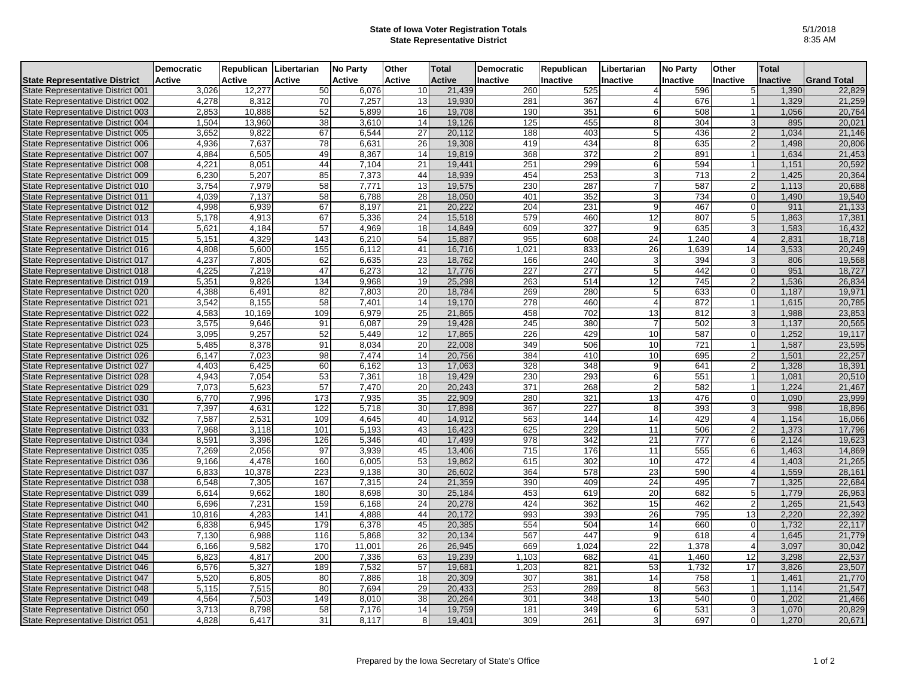**State of Iowa Voter Registration Totals**
**State Representative District**

5/1/2018
8:35 AM

| State Representative District | Democratic Active | Republican Active | Libertarian Active | No Party Active | Other Active | Total Active | Democratic Inactive | Republican Inactive | Libertarian Inactive | No Party Inactive | Other Inactive | Total Inactive | Grand Total |
|---|---|---|---|---|---|---|---|---|---|---|---|---|---|
| State Representative District 001 | 3,026 | 12,277 | 50 | 6,076 | 10 | 21,439 | 260 | 525 | 4 | 596 | 5 | 1,390 | 22,829 |
| State Representative District 002 | 4,278 | 8,312 | 70 | 7,257 | 13 | 19,930 | 281 | 367 | 4 | 676 | 1 | 1,329 | 21,259 |
| State Representative District 003 | 2,853 | 10,888 | 52 | 5,899 | 16 | 19,708 | 190 | 351 | 6 | 508 | 1 | 1,056 | 20,764 |
| State Representative District 004 | 1,504 | 13,960 | 38 | 3,610 | 14 | 19,126 | 125 | 455 | 8 | 304 | 3 | 895 | 20,021 |
| State Representative District 005 | 3,652 | 9,822 | 67 | 6,544 | 27 | 20,112 | 188 | 403 | 5 | 436 | 2 | 1,034 | 21,146 |
| State Representative District 006 | 4,936 | 7,637 | 78 | 6,631 | 26 | 19,308 | 419 | 434 | 8 | 635 | 2 | 1,498 | 20,806 |
| State Representative District 007 | 4,884 | 6,505 | 49 | 8,367 | 14 | 19,819 | 368 | 372 | 2 | 891 | 1 | 1,634 | 21,453 |
| State Representative District 008 | 4,221 | 8,051 | 44 | 7,104 | 21 | 19,441 | 251 | 299 | 6 | 594 | 1 | 1,151 | 20,592 |
| State Representative District 009 | 6,230 | 5,207 | 85 | 7,373 | 44 | 18,939 | 454 | 253 | 3 | 713 | 2 | 1,425 | 20,364 |
| State Representative District 010 | 3,754 | 7,979 | 58 | 7,771 | 13 | 19,575 | 230 | 287 | 7 | 587 | 2 | 1,113 | 20,688 |
| State Representative District 011 | 4,039 | 7,137 | 58 | 6,788 | 28 | 18,050 | 401 | 352 | 3 | 734 | 0 | 1,490 | 19,540 |
| State Representative District 012 | 4,998 | 6,939 | 67 | 8,197 | 21 | 20,222 | 204 | 231 | 9 | 467 | 0 | 911 | 21,133 |
| State Representative District 013 | 5,178 | 4,913 | 67 | 5,336 | 24 | 15,518 | 579 | 460 | 12 | 807 | 5 | 1,863 | 17,381 |
| State Representative District 014 | 5,621 | 4,184 | 57 | 4,969 | 18 | 14,849 | 609 | 327 | 9 | 635 | 3 | 1,583 | 16,432 |
| State Representative District 015 | 5,151 | 4,329 | 143 | 6,210 | 54 | 15,887 | 955 | 608 | 24 | 1,240 | 4 | 2,831 | 18,718 |
| State Representative District 016 | 4,808 | 5,600 | 155 | 6,112 | 41 | 16,716 | 1,021 | 833 | 26 | 1,639 | 14 | 3,533 | 20,249 |
| State Representative District 017 | 4,237 | 7,805 | 62 | 6,635 | 23 | 18,762 | 166 | 240 | 3 | 394 | 3 | 806 | 19,568 |
| State Representative District 018 | 4,225 | 7,219 | 47 | 6,273 | 12 | 17,776 | 227 | 277 | 5 | 442 | 0 | 951 | 18,727 |
| State Representative District 019 | 5,351 | 9,826 | 134 | 9,968 | 19 | 25,298 | 263 | 514 | 12 | 745 | 2 | 1,536 | 26,834 |
| State Representative District 020 | 4,388 | 6,491 | 82 | 7,803 | 20 | 18,784 | 269 | 280 | 5 | 633 | 0 | 1,187 | 19,971 |
| State Representative District 021 | 3,542 | 8,155 | 58 | 7,401 | 14 | 19,170 | 278 | 460 | 4 | 872 | 1 | 1,615 | 20,785 |
| State Representative District 022 | 4,583 | 10,169 | 109 | 6,979 | 25 | 21,865 | 458 | 702 | 13 | 812 | 3 | 1,988 | 23,853 |
| State Representative District 023 | 3,575 | 9,646 | 91 | 6,087 | 29 | 19,428 | 245 | 380 | 7 | 502 | 3 | 1,137 | 20,565 |
| State Representative District 024 | 3,095 | 9,257 | 52 | 5,449 | 12 | 17,865 | 226 | 429 | 10 | 587 | 0 | 1,252 | 19,117 |
| State Representative District 025 | 5,485 | 8,378 | 91 | 8,034 | 20 | 22,008 | 349 | 506 | 10 | 721 | 1 | 1,587 | 23,595 |
| State Representative District 026 | 6,147 | 7,023 | 98 | 7,474 | 14 | 20,756 | 384 | 410 | 10 | 695 | 2 | 1,501 | 22,257 |
| State Representative District 027 | 4,403 | 6,425 | 60 | 6,162 | 13 | 17,063 | 328 | 348 | 9 | 641 | 2 | 1,328 | 18,391 |
| State Representative District 028 | 4,943 | 7,054 | 53 | 7,361 | 18 | 19,429 | 230 | 293 | 6 | 551 | 1 | 1,081 | 20,510 |
| State Representative District 029 | 7,073 | 5,623 | 57 | 7,470 | 20 | 20,243 | 371 | 268 | 2 | 582 | 1 | 1,224 | 21,467 |
| State Representative District 030 | 6,770 | 7,996 | 173 | 7,935 | 35 | 22,909 | 280 | 321 | 13 | 476 | 0 | 1,090 | 23,999 |
| State Representative District 031 | 7,397 | 4,631 | 122 | 5,718 | 30 | 17,898 | 367 | 227 | 8 | 393 | 3 | 998 | 18,896 |
| State Representative District 032 | 7,587 | 2,531 | 109 | 4,645 | 40 | 14,912 | 563 | 144 | 14 | 429 | 4 | 1,154 | 16,066 |
| State Representative District 033 | 7,968 | 3,118 | 101 | 5,193 | 43 | 16,423 | 625 | 229 | 11 | 506 | 2 | 1,373 | 17,796 |
| State Representative District 034 | 8,591 | 3,396 | 126 | 5,346 | 40 | 17,499 | 978 | 342 | 21 | 777 | 6 | 2,124 | 19,623 |
| State Representative District 035 | 7,269 | 2,056 | 97 | 3,939 | 45 | 13,406 | 715 | 176 | 11 | 555 | 6 | 1,463 | 14,869 |
| State Representative District 036 | 9,166 | 4,478 | 160 | 6,005 | 53 | 19,862 | 615 | 302 | 10 | 472 | 4 | 1,403 | 21,265 |
| State Representative District 037 | 6,833 | 10,378 | 223 | 9,138 | 30 | 26,602 | 364 | 578 | 23 | 590 | 4 | 1,559 | 28,161 |
| State Representative District 038 | 6,548 | 7,305 | 167 | 7,315 | 24 | 21,359 | 390 | 409 | 24 | 495 | 7 | 1,325 | 22,684 |
| State Representative District 039 | 6,614 | 9,662 | 180 | 8,698 | 30 | 25,184 | 453 | 619 | 20 | 682 | 5 | 1,779 | 26,963 |
| State Representative District 040 | 6,696 | 7,231 | 159 | 6,168 | 24 | 20,278 | 424 | 362 | 15 | 462 | 2 | 1,265 | 21,543 |
| State Representative District 041 | 10,816 | 4,283 | 141 | 4,888 | 44 | 20,172 | 993 | 393 | 26 | 795 | 13 | 2,220 | 22,392 |
| State Representative District 042 | 6,838 | 6,945 | 179 | 6,378 | 45 | 20,385 | 554 | 504 | 14 | 660 | 0 | 1,732 | 22,117 |
| State Representative District 043 | 7,130 | 6,988 | 116 | 5,868 | 32 | 20,134 | 567 | 447 | 9 | 618 | 4 | 1,645 | 21,779 |
| State Representative District 044 | 6,166 | 9,582 | 170 | 11,001 | 26 | 26,945 | 669 | 1,024 | 22 | 1,378 | 4 | 3,097 | 30,042 |
| State Representative District 045 | 6,823 | 4,817 | 200 | 7,336 | 63 | 19,239 | 1,103 | 682 | 41 | 1,460 | 12 | 3,298 | 22,537 |
| State Representative District 046 | 6,576 | 5,327 | 189 | 7,532 | 57 | 19,681 | 1,203 | 821 | 53 | 1,732 | 17 | 3,826 | 23,507 |
| State Representative District 047 | 5,520 | 6,805 | 80 | 7,886 | 18 | 20,309 | 307 | 381 | 14 | 758 | 1 | 1,461 | 21,770 |
| State Representative District 048 | 5,115 | 7,515 | 80 | 7,694 | 29 | 20,433 | 253 | 289 | 8 | 563 | 1 | 1,114 | 21,547 |
| State Representative District 049 | 4,564 | 7,503 | 149 | 8,010 | 38 | 20,264 | 301 | 348 | 13 | 540 | 0 | 1,202 | 21,466 |
| State Representative District 050 | 3,713 | 8,798 | 58 | 7,176 | 14 | 19,759 | 181 | 349 | 6 | 531 | 3 | 1,070 | 20,829 |
| State Representative District 051 | 4,828 | 6,417 | 31 | 8,117 | 8 | 19,401 | 309 | 261 | 3 | 697 | 0 | 1,270 | 20,671 |

Prepared by the Iowa Secretary of State's Office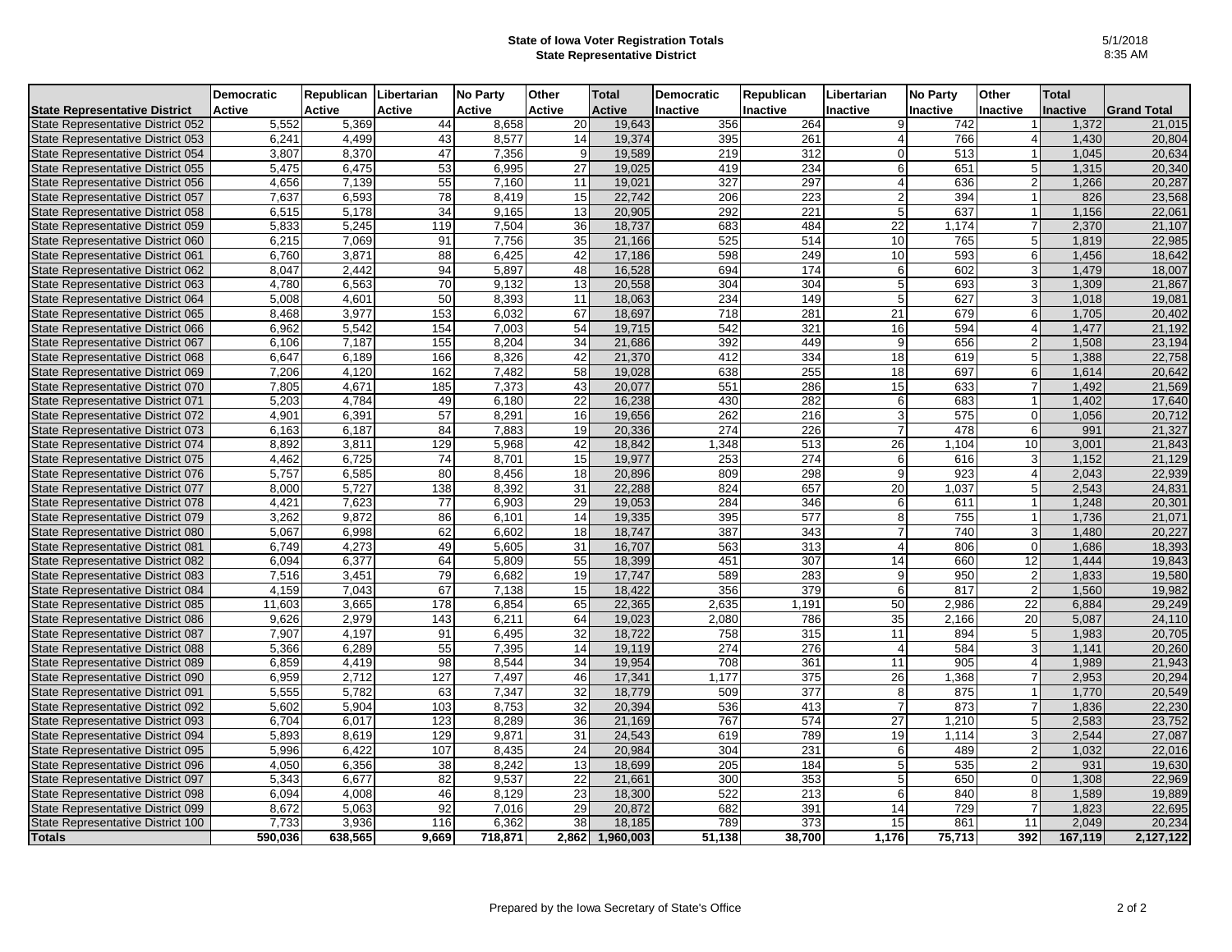**State of Iowa Voter Registration Totals**
**State Representative District**

5/1/2018
8:35 AM

| State Representative District | Democratic Active | Republican Active | Libertarian Active | No Party Active | Other Active | Total Active | Democratic Inactive | Republican Inactive | Libertarian Inactive | No Party Inactive | Other Inactive | Total Inactive | Grand Total |
|---|---|---|---|---|---|---|---|---|---|---|---|---|---|
| State Representative District 052 | 5,552 | 5,369 | 44 | 8,658 | 20 | 19,643 | 356 | 264 | 9 | 742 | 1 | 1,372 | 21,015 |
| State Representative District 053 | 6,241 | 4,499 | 43 | 8,577 | 14 | 19,374 | 395 | 261 | 4 | 766 | 4 | 1,430 | 20,804 |
| State Representative District 054 | 3,807 | 8,370 | 47 | 7,356 | 9 | 19,589 | 219 | 312 | 0 | 513 | 1 | 1,045 | 20,634 |
| State Representative District 055 | 5,475 | 6,475 | 53 | 6,995 | 27 | 19,025 | 419 | 234 | 6 | 651 | 5 | 1,315 | 20,340 |
| State Representative District 056 | 4,656 | 7,139 | 55 | 7,160 | 11 | 19,021 | 327 | 297 | 4 | 636 | 2 | 1,266 | 20,287 |
| State Representative District 057 | 7,637 | 6,593 | 78 | 8,419 | 15 | 22,742 | 206 | 223 | 2 | 394 | 1 | 826 | 23,568 |
| State Representative District 058 | 6,515 | 5,178 | 34 | 9,165 | 13 | 20,905 | 292 | 221 | 5 | 637 | 1 | 1,156 | 22,061 |
| State Representative District 059 | 5,833 | 5,245 | 119 | 7,504 | 36 | 18,737 | 683 | 484 | 22 | 1,174 | 7 | 2,370 | 21,107 |
| State Representative District 060 | 6,215 | 7,069 | 91 | 7,756 | 35 | 21,166 | 525 | 514 | 10 | 765 | 5 | 1,819 | 22,985 |
| State Representative District 061 | 6,760 | 3,871 | 88 | 6,425 | 42 | 17,186 | 598 | 249 | 10 | 593 | 6 | 1,456 | 18,642 |
| State Representative District 062 | 8,047 | 2,442 | 94 | 5,897 | 48 | 16,528 | 694 | 174 | 6 | 602 | 3 | 1,479 | 18,007 |
| State Representative District 063 | 4,780 | 6,563 | 70 | 9,132 | 13 | 20,558 | 304 | 304 | 5 | 693 | 3 | 1,309 | 21,867 |
| State Representative District 064 | 5,008 | 4,601 | 50 | 8,393 | 11 | 18,063 | 234 | 149 | 5 | 627 | 3 | 1,018 | 19,081 |
| State Representative District 065 | 8,468 | 3,977 | 153 | 6,032 | 67 | 18,697 | 718 | 281 | 21 | 679 | 6 | 1,705 | 20,402 |
| State Representative District 066 | 6,962 | 5,542 | 154 | 7,003 | 54 | 19,715 | 542 | 321 | 16 | 594 | 4 | 1,477 | 21,192 |
| State Representative District 067 | 6,106 | 7,187 | 155 | 8,204 | 34 | 21,686 | 392 | 449 | 9 | 656 | 2 | 1,508 | 23,194 |
| State Representative District 068 | 6,647 | 6,189 | 166 | 8,326 | 42 | 21,370 | 412 | 334 | 18 | 619 | 5 | 1,388 | 22,758 |
| State Representative District 069 | 7,206 | 4,120 | 162 | 7,482 | 58 | 19,028 | 638 | 255 | 18 | 697 | 6 | 1,614 | 20,642 |
| State Representative District 070 | 7,805 | 4,671 | 185 | 7,373 | 43 | 20,077 | 551 | 286 | 15 | 633 | 7 | 1,492 | 21,569 |
| State Representative District 071 | 5,203 | 4,784 | 49 | 6,180 | 22 | 16,238 | 430 | 282 | 6 | 683 | 1 | 1,402 | 17,640 |
| State Representative District 072 | 4,901 | 6,391 | 57 | 8,291 | 16 | 19,656 | 262 | 216 | 3 | 575 | 0 | 1,056 | 20,712 |
| State Representative District 073 | 6,163 | 6,187 | 84 | 7,883 | 19 | 20,336 | 274 | 226 | 7 | 478 | 6 | 991 | 21,327 |
| State Representative District 074 | 8,892 | 3,811 | 129 | 5,968 | 42 | 18,842 | 1,348 | 513 | 26 | 1,104 | 10 | 3,001 | 21,843 |
| State Representative District 075 | 4,462 | 6,725 | 74 | 8,701 | 15 | 19,977 | 253 | 274 | 6 | 616 | 3 | 1,152 | 21,129 |
| State Representative District 076 | 5,757 | 6,585 | 80 | 8,456 | 18 | 20,896 | 809 | 298 | 9 | 923 | 4 | 2,043 | 22,939 |
| State Representative District 077 | 8,000 | 5,727 | 138 | 8,392 | 31 | 22,288 | 824 | 657 | 20 | 1,037 | 5 | 2,543 | 24,831 |
| State Representative District 078 | 4,421 | 7,623 | 77 | 6,903 | 29 | 19,053 | 284 | 346 | 6 | 611 | 1 | 1,248 | 20,301 |
| State Representative District 079 | 3,262 | 9,872 | 86 | 6,101 | 14 | 19,335 | 395 | 577 | 8 | 755 | 1 | 1,736 | 21,071 |
| State Representative District 080 | 5,067 | 6,998 | 62 | 6,602 | 18 | 18,747 | 387 | 343 | 7 | 740 | 3 | 1,480 | 20,227 |
| State Representative District 081 | 6,749 | 4,273 | 49 | 5,605 | 31 | 16,707 | 563 | 313 | 4 | 806 | 0 | 1,686 | 18,393 |
| State Representative District 082 | 6,094 | 6,377 | 64 | 5,809 | 55 | 18,399 | 451 | 307 | 14 | 660 | 12 | 1,444 | 19,843 |
| State Representative District 083 | 7,516 | 3,451 | 79 | 6,682 | 19 | 17,747 | 589 | 283 | 9 | 950 | 2 | 1,833 | 19,580 |
| State Representative District 084 | 4,159 | 7,043 | 67 | 7,138 | 15 | 18,422 | 356 | 379 | 6 | 817 | 2 | 1,560 | 19,982 |
| State Representative District 085 | 11,603 | 3,665 | 178 | 6,854 | 65 | 22,365 | 2,635 | 1,191 | 50 | 2,986 | 22 | 6,884 | 29,249 |
| State Representative District 086 | 9,626 | 2,979 | 143 | 6,211 | 64 | 19,023 | 2,080 | 786 | 35 | 2,166 | 20 | 5,087 | 24,110 |
| State Representative District 087 | 7,907 | 4,197 | 91 | 6,495 | 32 | 18,722 | 758 | 315 | 11 | 894 | 5 | 1,983 | 20,705 |
| State Representative District 088 | 5,366 | 6,289 | 55 | 7,395 | 14 | 19,119 | 274 | 276 | 4 | 584 | 3 | 1,141 | 20,260 |
| State Representative District 089 | 6,859 | 4,419 | 98 | 8,544 | 34 | 19,954 | 708 | 361 | 11 | 905 | 4 | 1,989 | 21,943 |
| State Representative District 090 | 6,959 | 2,712 | 127 | 7,497 | 46 | 17,341 | 1,177 | 375 | 26 | 1,368 | 7 | 2,953 | 20,294 |
| State Representative District 091 | 5,555 | 5,782 | 63 | 7,347 | 32 | 18,779 | 509 | 377 | 8 | 875 | 1 | 1,770 | 20,549 |
| State Representative District 092 | 5,602 | 5,904 | 103 | 8,753 | 32 | 20,394 | 536 | 413 | 7 | 873 | 7 | 1,836 | 22,230 |
| State Representative District 093 | 6,704 | 6,017 | 123 | 8,289 | 36 | 21,169 | 767 | 574 | 27 | 1,210 | 5 | 2,583 | 23,752 |
| State Representative District 094 | 5,893 | 8,619 | 129 | 9,871 | 31 | 24,543 | 619 | 789 | 19 | 1,114 | 3 | 2,544 | 27,087 |
| State Representative District 095 | 5,996 | 6,422 | 107 | 8,435 | 24 | 20,984 | 304 | 231 | 6 | 489 | 2 | 1,032 | 22,016 |
| State Representative District 096 | 4,050 | 6,356 | 38 | 8,242 | 13 | 18,699 | 205 | 184 | 5 | 535 | 2 | 931 | 19,630 |
| State Representative District 097 | 5,343 | 6,677 | 82 | 9,537 | 22 | 21,661 | 300 | 353 | 5 | 650 | 0 | 1,308 | 22,969 |
| State Representative District 098 | 6,094 | 4,008 | 46 | 8,129 | 23 | 18,300 | 522 | 213 | 6 | 840 | 8 | 1,589 | 19,889 |
| State Representative District 099 | 8,672 | 5,063 | 92 | 7,016 | 29 | 20,872 | 682 | 391 | 14 | 729 | 7 | 1,823 | 22,695 |
| State Representative District 100 | 7,733 | 3,936 | 116 | 6,362 | 38 | 18,185 | 789 | 373 | 15 | 861 | 11 | 2,049 | 20,234 |
| **Totals** | **590,036** | **638,565** | **9,669** | **718,871** | **2,862** | **1,960,003** | **51,138** | **38,700** | **1,176** | **75,713** | **392** | **167,119** | **2,127,122** |

Prepared by the Iowa Secretary of State's Office